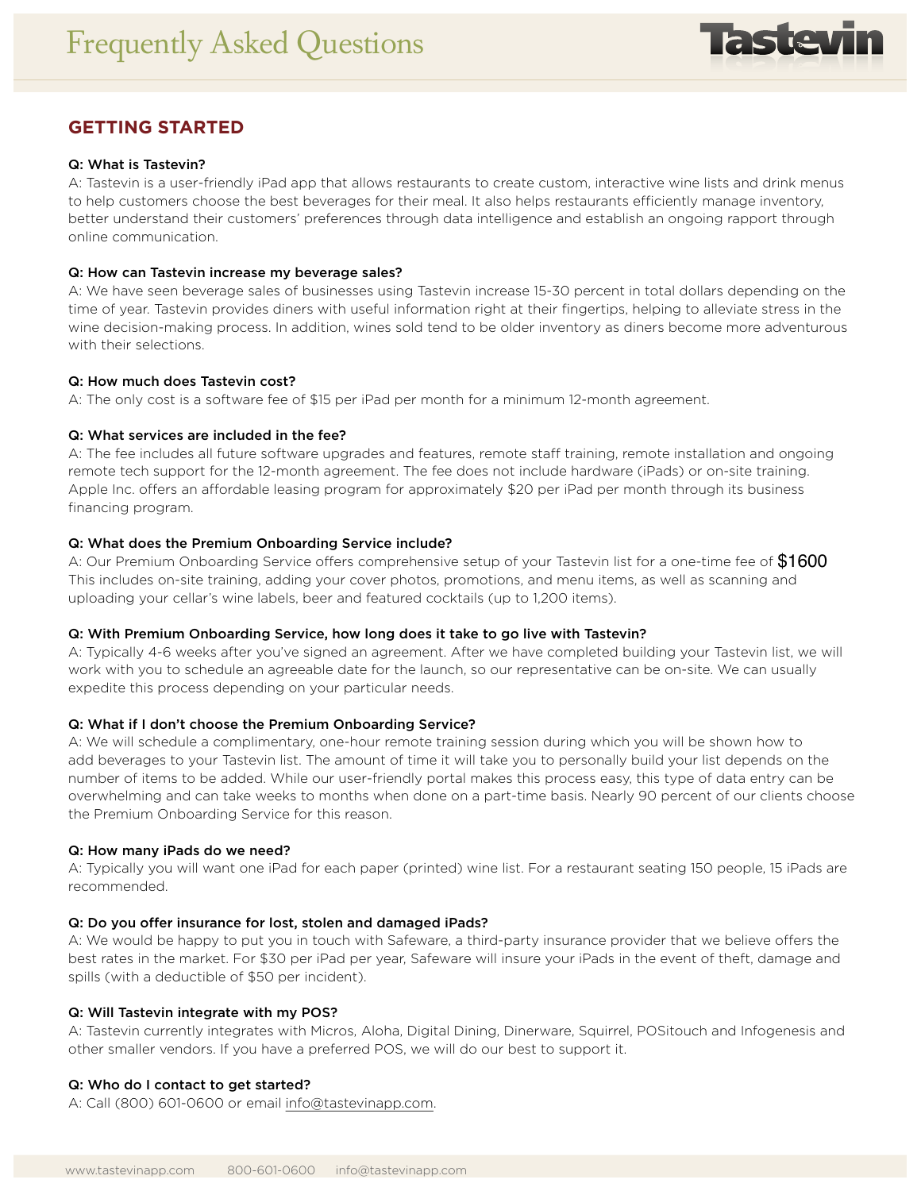# Frequently Asked Questions

## GETTING STARTED

**Q: What is Tastevin?**

A: Tastevin is a user-friendly iPad app that allows restaurants to create custom, interactive wine lists and drink menus to help customers choose the best beverages for their meal. It also helps restaurants efficiently manage inventory, better understand their customers' preferences through data intelligence and establish an ongoing rapport through online communication.

**Q: How can Tastevin increase my beverage sales?**

A: We have seen beverage sales of businesses using Tastevin increase 15-30 percent in total dollars depending on the time of year. Tastevin provides diners with useful information right at their fingertips, helping to alleviate stress in the wine decision-making process. In addition, wines sold tend to be older inventory as diners become more adventurous with their selections.

**Q: How much does Tastevin cost?**

A: The only cost is a software fee of $15 per iPad per month for a minimum 12-month agreement.

**Q: What services are included in the fee?**

A: The fee includes all future software upgrades and features, remote staff training, remote installation and ongoing remote tech support for the 12-month agreement. The fee does not include hardware (iPads) or on-site training. Apple Inc. offers an affordable leasing program for approximately $20 per iPad per month through its business financing program.

**Q: What does the Premium Onboarding Service include?**

A: Our Premium Onboarding Service offers comprehensive setup of your Tastevin list for a one-time fee of $1600 This includes on-site training, adding your cover photos, promotions, and menu items, as well as scanning and uploading your cellar's wine labels, beer and featured cocktails (up to 1,200 items).

**Q: With Premium Onboarding Service, how long does it take to go live with Tastevin?**

A: Typically 4-6 weeks after you've signed an agreement. After we have completed building your Tastevin list, we will work with you to schedule an agreeable date for the launch, so our representative can be on-site. We can usually expedite this process depending on your particular needs.

**Q: What if I don't choose the Premium Onboarding Service?**

A: We will schedule a complimentary, one-hour remote training session during which you will be shown how to add beverages to your Tastevin list. The amount of time it will take you to personally build your list depends on the number of items to be added. While our user-friendly portal makes this process easy, this type of data entry can be overwhelming and can take weeks to months when done on a part-time basis. Nearly 90 percent of our clients choose the Premium Onboarding Service for this reason.

**Q: How many iPads do we need?**

A: Typically you will want one iPad for each paper (printed) wine list. For a restaurant seating 150 people, 15 iPads are recommended.

**Q: Do you offer insurance for lost, stolen and damaged iPads?**

A: We would be happy to put you in touch with Safeware, a third-party insurance provider that we believe offers the best rates in the market. For $30 per iPad per year, Safeware will insure your iPads in the event of theft, damage and spills (with a deductible of $50 per incident).

**Q: Will Tastevin integrate with my POS?**

A: Tastevin currently integrates with Micros, Aloha, Digital Dining, Dinerware, Squirrel, POSitouch and Infogenesis and other smaller vendors. If you have a preferred POS, we will do our best to support it.

**Q: Who do I contact to get started?**

A: Call (800) 601-0600 or email info@tastevinapp.com.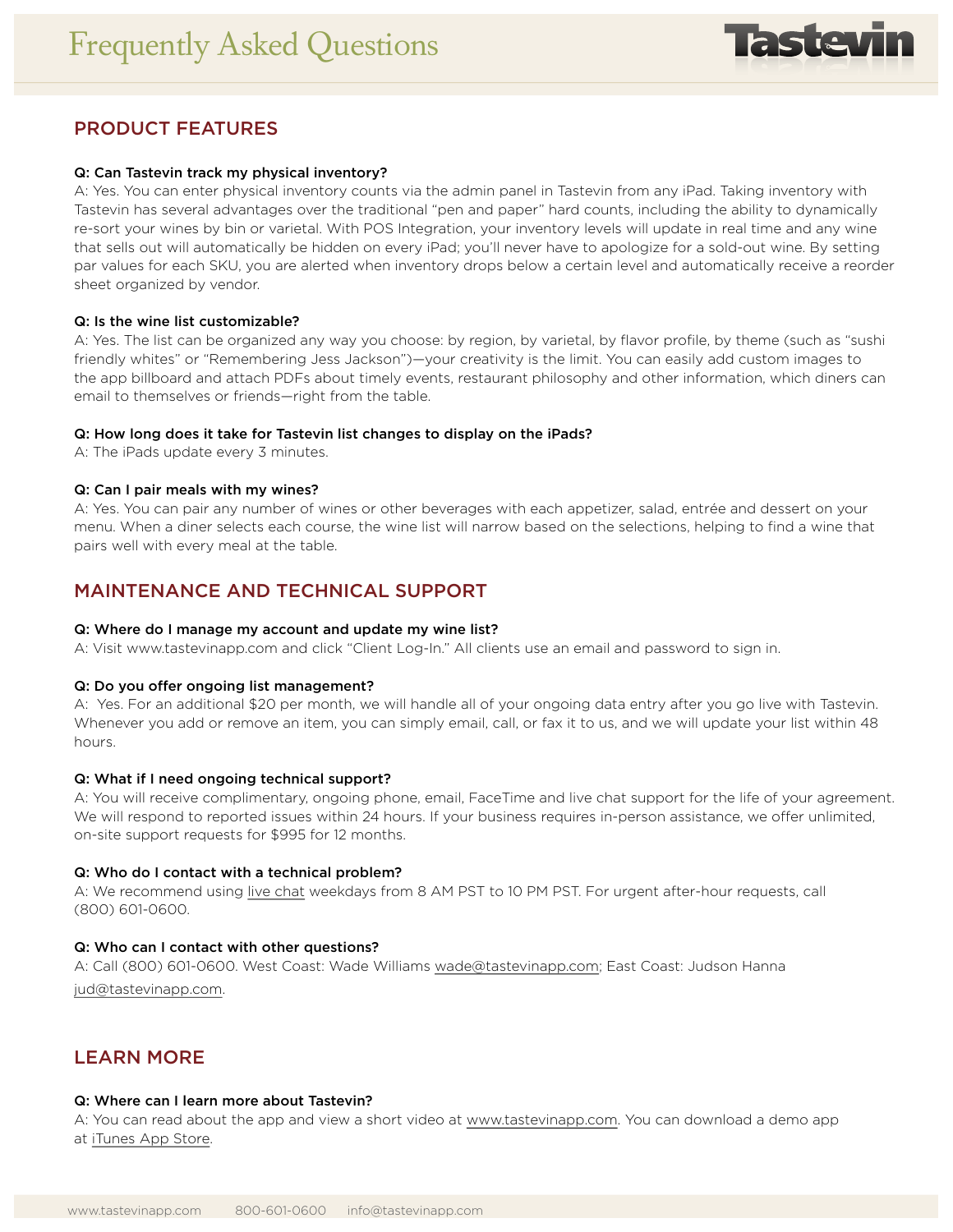# Frequently Asked Questions

## PRODUCT FEATURES

**Q: Can Tastevin track my physical inventory?**
A: Yes. You can enter physical inventory counts via the admin panel in Tastevin from any iPad. Taking inventory with Tastevin has several advantages over the traditional "pen and paper" hard counts, including the ability to dynamically re-sort your wines by bin or varietal. With POS Integration, your inventory levels will update in real time and any wine that sells out will automatically be hidden on every iPad; you'll never have to apologize for a sold-out wine. By setting par values for each SKU, you are alerted when inventory drops below a certain level and automatically receive a reorder sheet organized by vendor.

**Q: Is the wine list customizable?**
A: Yes. The list can be organized any way you choose: by region, by varietal, by flavor profile, by theme (such as "sushi friendly whites" or "Remembering Jess Jackson")—your creativity is the limit. You can easily add custom images to the app billboard and attach PDFs about timely events, restaurant philosophy and other information, which diners can email to themselves or friends—right from the table.

**Q: How long does it take for Tastevin list changes to display on the iPads?**
A: The iPads update every 3 minutes.

**Q: Can I pair meals with my wines?**
A: Yes. You can pair any number of wines or other beverages with each appetizer, salad, entrée and dessert on your menu. When a diner selects each course, the wine list will narrow based on the selections, helping to find a wine that pairs well with every meal at the table.

## MAINTENANCE AND TECHNICAL SUPPORT

**Q: Where do I manage my account and update my wine list?**
A: Visit www.tastevinapp.com and click "Client Log-In." All clients use an email and password to sign in.

**Q: Do you offer ongoing list management?**
A: Yes. For an additional $20 per month, we will handle all of your ongoing data entry after you go live with Tastevin. Whenever you add or remove an item, you can simply email, call, or fax it to us, and we will update your list within 48 hours.

**Q: What if I need ongoing technical support?**
A: You will receive complimentary, ongoing phone, email, FaceTime and live chat support for the life of your agreement. We will respond to reported issues within 24 hours. If your business requires in-person assistance, we offer unlimited, on-site support requests for $995 for 12 months.

**Q: Who do I contact with a technical problem?**
A: We recommend using live chat weekdays from 8 AM PST to 10 PM PST. For urgent after-hour requests, call (800) 601-0600.

**Q: Who can I contact with other questions?**
A: Call (800) 601-0600. West Coast: Wade Williams wade@tastevinapp.com; East Coast: Judson Hanna jud@tastevinapp.com.

## LEARN MORE

**Q: Where can I learn more about Tastevin?**
A: You can read about the app and view a short video at www.tastevinapp.com. You can download a demo app at iTunes App Store.

www.tastevinapp.com 800-601-0600 info@tastevinapp.com